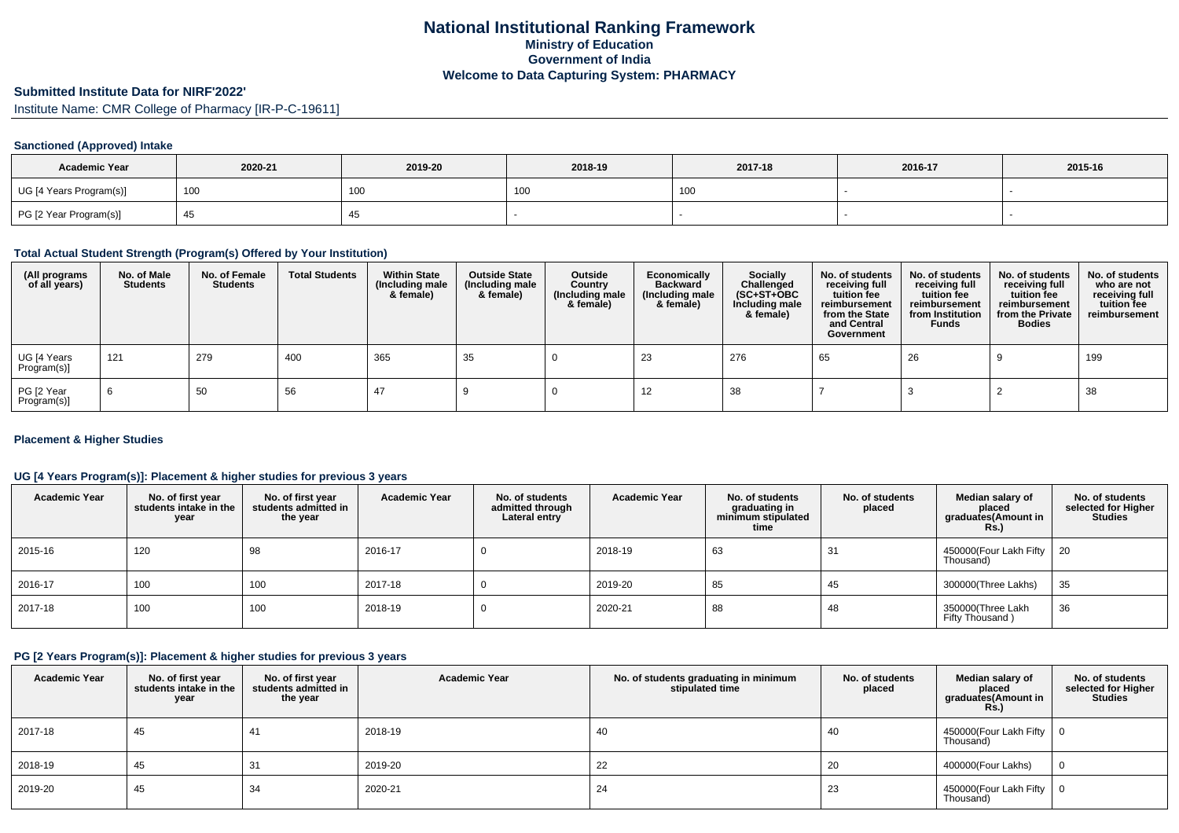# National Institutional Ranking Framework

## Ministry of Education

## Government of India

## Welcome to Data Capturing System: PHARMACY

### Submitted Institute Data for NIRF'2022'

Institute Name: CMR College of Pharmacy [IR-P-C-19611]

#### Sanctioned (Approved) Intake

| Academic Year | 2020-21 | 2019-20 | 2018-19 | 2017-18 | 2016-17 | 2015-16 |
|---|---|---|---|---|---|---|
| UG [4 Years Program(s)] | 100 | 100 | 100 | 100 | - | - |
| PG [2 Year Program(s)] | 45 | 45 | - | - | - | - |

#### Total Actual Student Strength (Program(s) Offered by Your Institution)

| (All programs of all years) | No. of Male Students | No. of Female Students | Total Students | Within State (Including male & female) | Outside State (Including male & female) | Outside Country (Including male & female) | Economically Backward (Including male & female) | Socially Challenged (SC+ST+OBC Including male & female) | No. of students receiving full tuition fee reimbursement from the State and Central Government | No. of students receiving full tuition fee reimbursement from Institution Funds | No. of students receiving full tuition fee reimbursement from the Private Bodies | No. of students who are not receiving full tuition fee reimbursement |
|---|---|---|---|---|---|---|---|---|---|---|---|---|
| UG [4 Years Program(s)] | 121 | 279 | 400 | 365 | 35 | 0 | 23 | 276 | 65 | 26 | 9 | 199 |
| PG [2 Year Program(s)] | 6 | 50 | 56 | 47 | 9 | 0 | 12 | 38 | 7 | 3 | 2 | 38 |

#### Placement & Higher Studies

#### UG [4 Years Program(s)]: Placement & higher studies for previous 3 years

| Academic Year | No. of first year students intake in the year | No. of first year students admitted in the year | Academic Year | No. of students admitted through Lateral entry | Academic Year | No. of students graduating in minimum stipulated time | No. of students placed | Median salary of placed graduates(Amount in Rs.) | No. of students selected for Higher Studies |
|---|---|---|---|---|---|---|---|---|---|
| 2015-16 | 120 | 98 | 2016-17 | 0 | 2018-19 | 63 | 31 | 450000(Four Lakh Fifty Thousand) | 20 |
| 2016-17 | 100 | 100 | 2017-18 | 0 | 2019-20 | 85 | 45 | 300000(Three Lakhs) | 35 |
| 2017-18 | 100 | 100 | 2018-19 | 0 | 2020-21 | 88 | 48 | 350000(Three Lakh Fifty Thousand ) | 36 |

#### PG [2 Years Program(s)]: Placement & higher studies for previous 3 years

| Academic Year | No. of first year students intake in the year | No. of first year students admitted in the year | Academic Year | No. of students graduating in minimum stipulated time | No. of students placed | Median salary of placed graduates(Amount in Rs.) | No. of students selected for Higher Studies |
|---|---|---|---|---|---|---|---|
| 2017-18 | 45 | 41 | 2018-19 | 40 | 40 | 450000(Four Lakh Fifty Thousand) | 0 |
| 2018-19 | 45 | 31 | 2019-20 | 22 | 20 | 400000(Four Lakhs) | 0 |
| 2019-20 | 45 | 34 | 2020-21 | 24 | 23 | 450000(Four Lakh Fifty Thousand) | 0 |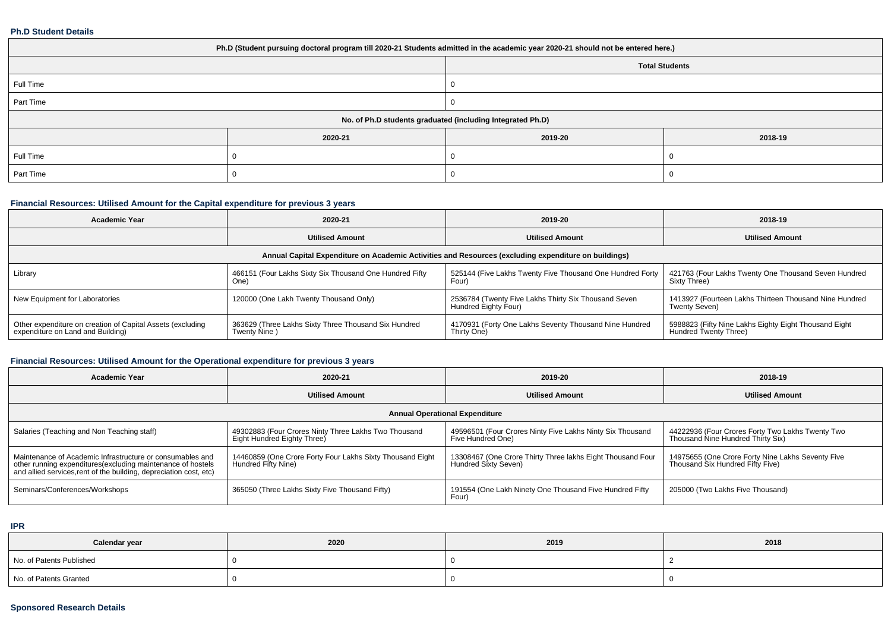**Ph.D Student Details**

| Ph.D (Student pursuing doctoral program till 2020-21 Students admitted in the academic year 2020-21 should not be entered here.) | | | |
|---|---|---|---|
| | Total Students | | |
| Full Time | 0 | | |
| Part Time | 0 | | |
| No. of Ph.D students graduated (including Integrated Ph.D) | | | |
| | 2020-21 | 2019-20 | 2018-19 |
| Full Time | 0 | 0 | 0 |
| Part Time | 0 | 0 | 0 |

**Financial Resources: Utilised Amount for the Capital expenditure for previous 3 years**

| Academic Year | 2020-21 | 2019-20 | 2018-19 |
|---|---|---|---|
| | Utilised Amount | Utilised Amount | Utilised Amount |
| Annual Capital Expenditure on Academic Activities and Resources (excluding expenditure on buildings) | | | |
| Library | 466151 (Four Lakhs Sixty Six Thousand One Hundred Fifty One) | 525144 (Five Lakhs Twenty Five Thousand One Hundred Forty Four) | 421763 (Four Lakhs Twenty One Thousand Seven Hundred Sixty Three) |
| New Equipment for Laboratories | 120000 (One Lakh Twenty Thousand Only) | 2536784 (Twenty Five Lakhs Thirty Six Thousand Seven Hundred Eighty Four) | 1413927 (Fourteen Lakhs Thirteen Thousand Nine Hundred Twenty Seven) |
| Other expenditure on creation of Capital Assets (excluding expenditure on Land and Building) | 363629 (Three Lakhs Sixty Three Thousand Six Hundred Twenty Nine ) | 4170931 (Forty One Lakhs Seventy Thousand Nine Hundred Thirty One) | 5988823 (Fifty Nine Lakhs Eighty Eight Thousand Eight Hundred Twenty Three) |

**Financial Resources: Utilised Amount for the Operational expenditure for previous 3 years**

| Academic Year | 2020-21 | 2019-20 | 2018-19 |
|---|---|---|---|
| | Utilised Amount | Utilised Amount | Utilised Amount |
| Annual Operational Expenditure | | | |
| Salaries (Teaching and Non Teaching staff) | 49302883 (Four Crores Ninty Three Lakhs Two Thousand Eight Hundred Eighty Three) | 49596501 (Four Crores Ninty Five Lakhs Ninty Six Thousand Five Hundred One) | 44222936 (Four Crores Forty Two Lakhs Twenty Two Thousand Nine Hundred Thirty Six) |
| Maintenance of Academic Infrastructure or consumables and other running expenditures(excluding maintenance of hostels and allied services,rent of the building, depreciation cost, etc) | 14460859 (One Crore Forty Four Lakhs Sixty Thousand Eight Hundred Fifty Nine) | 13308467 (One Crore Thirty Three lakhs Eight Thousand Four Hundred Sixty Seven) | 14975655 (One Crore Forty Nine Lakhs Seventy Five Thousand Six Hundred Fifty Five) |
| Seminars/Conferences/Workshops | 365050 (Three Lakhs Sixty Five Thousand Fifty) | 191554 (One Lakh Ninety One Thousand Five Hundred Fifty Four) | 205000 (Two Lakhs Five Thousand) |

**IPR**

| Calendar year | 2020 | 2019 | 2018 |
|---|---|---|---|
| No. of Patents Published | 0 | 0 | 2 |
| No. of Patents Granted | 0 | 0 | 0 |

**Sponsored Research Details**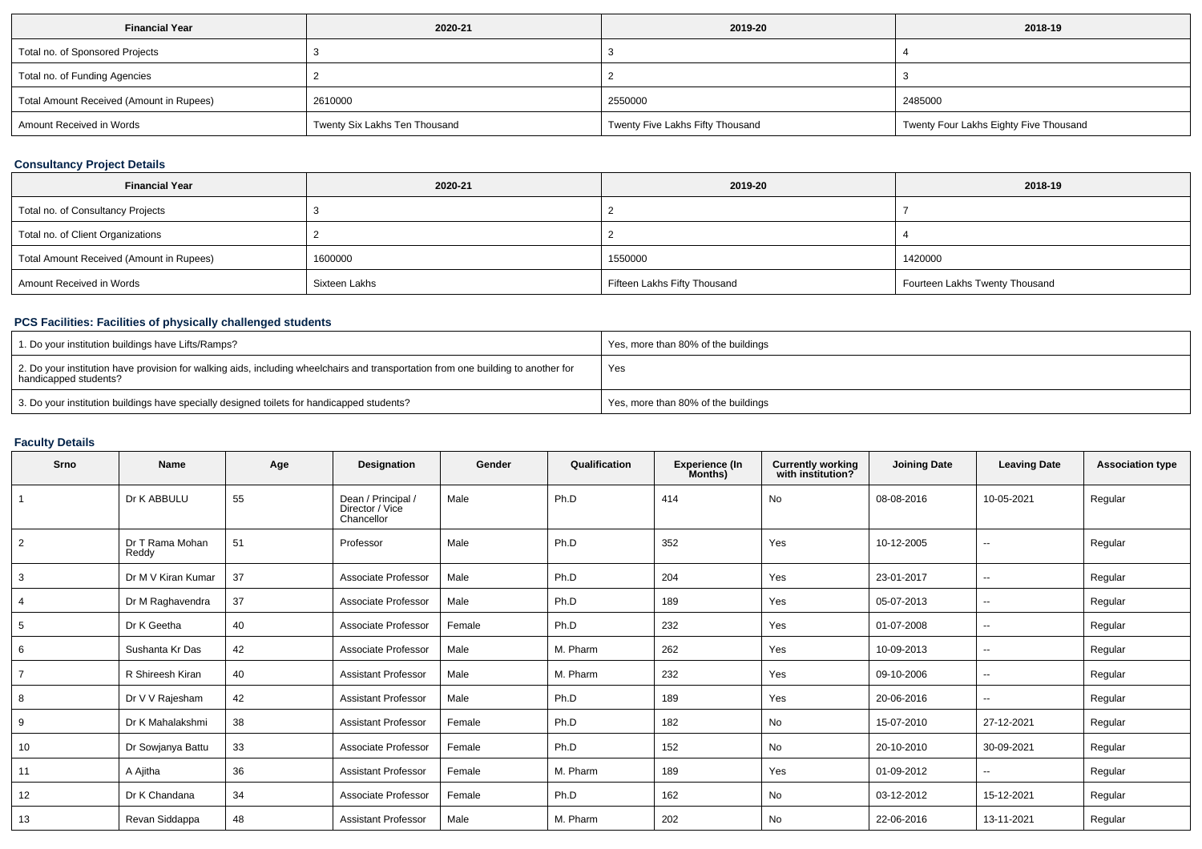| Financial Year | 2020-21 | 2019-20 | 2018-19 |
|---|---|---|---|
| Total no. of Sponsored Projects | 3 | 3 | 4 |
| Total no. of Funding Agencies | 2 | 2 | 3 |
| Total Amount Received (Amount in Rupees) | 2610000 | 2550000 | 2485000 |
| Amount Received in Words | Twenty Six Lakhs Ten Thousand | Twenty Five Lakhs Fifty Thousand | Twenty Four Lakhs Eighty Five Thousand |

### Consultancy Project Details

| Financial Year | 2020-21 | 2019-20 | 2018-19 |
|---|---|---|---|
| Total no. of Consultancy Projects | 3 | 2 | 7 |
| Total no. of Client Organizations | 2 | 2 | 4 |
| Total Amount Received (Amount in Rupees) | 1600000 | 1550000 | 1420000 |
| Amount Received in Words | Sixteen Lakhs | Fifteen Lakhs Fifty Thousand | Fourteen Lakhs Twenty Thousand |

### PCS Facilities: Facilities of physically challenged students

| | |
|---|---|
| 1. Do your institution buildings have Lifts/Ramps? | Yes, more than 80% of the buildings |
| 2. Do your institution have provision for walking aids, including wheelchairs and transportation from one building to another for handicapped students? | Yes |
| 3. Do your institution buildings have specially designed toilets for handicapped students? | Yes, more than 80% of the buildings |

### Faculty Details

| Srno | Name | Age | Designation | Gender | Qualification | Experience (In Months) | Currently working with institution? | Joining Date | Leaving Date | Association type |
|---|---|---|---|---|---|---|---|---|---|---|
| 1 | Dr K ABBULU | 55 | Dean / Principal / Director / Vice Chancellor | Male | Ph.D | 414 | No | 08-08-2016 | 10-05-2021 | Regular |
| 2 | Dr T Rama Mohan Reddy | 51 | Professor | Male | Ph.D | 352 | Yes | 10-12-2005 | -- | Regular |
| 3 | Dr M V Kiran Kumar | 37 | Associate Professor | Male | Ph.D | 204 | Yes | 23-01-2017 | -- | Regular |
| 4 | Dr M Raghavendra | 37 | Associate Professor | Male | Ph.D | 189 | Yes | 05-07-2013 | -- | Regular |
| 5 | Dr K Geetha | 40 | Associate Professor | Female | Ph.D | 232 | Yes | 01-07-2008 | -- | Regular |
| 6 | Sushanta Kr Das | 42 | Associate Professor | Male | M. Pharm | 262 | Yes | 10-09-2013 | -- | Regular |
| 7 | R Shireesh Kiran | 40 | Assistant Professor | Male | M. Pharm | 232 | Yes | 09-10-2006 | -- | Regular |
| 8 | Dr V V Rajesham | 42 | Assistant Professor | Male | Ph.D | 189 | Yes | 20-06-2016 | -- | Regular |
| 9 | Dr K Mahalakshmi | 38 | Assistant Professor | Female | Ph.D | 182 | No | 15-07-2010 | 27-12-2021 | Regular |
| 10 | Dr Sowjanya Battu | 33 | Associate Professor | Female | Ph.D | 152 | No | 20-10-2010 | 30-09-2021 | Regular |
| 11 | A Ajitha | 36 | Assistant Professor | Female | M. Pharm | 189 | Yes | 01-09-2012 | -- | Regular |
| 12 | Dr K Chandana | 34 | Associate Professor | Female | Ph.D | 162 | No | 03-12-2012 | 15-12-2021 | Regular |
| 13 | Revan Siddappa | 48 | Assistant Professor | Male | M. Pharm | 202 | No | 22-06-2016 | 13-11-2021 | Regular |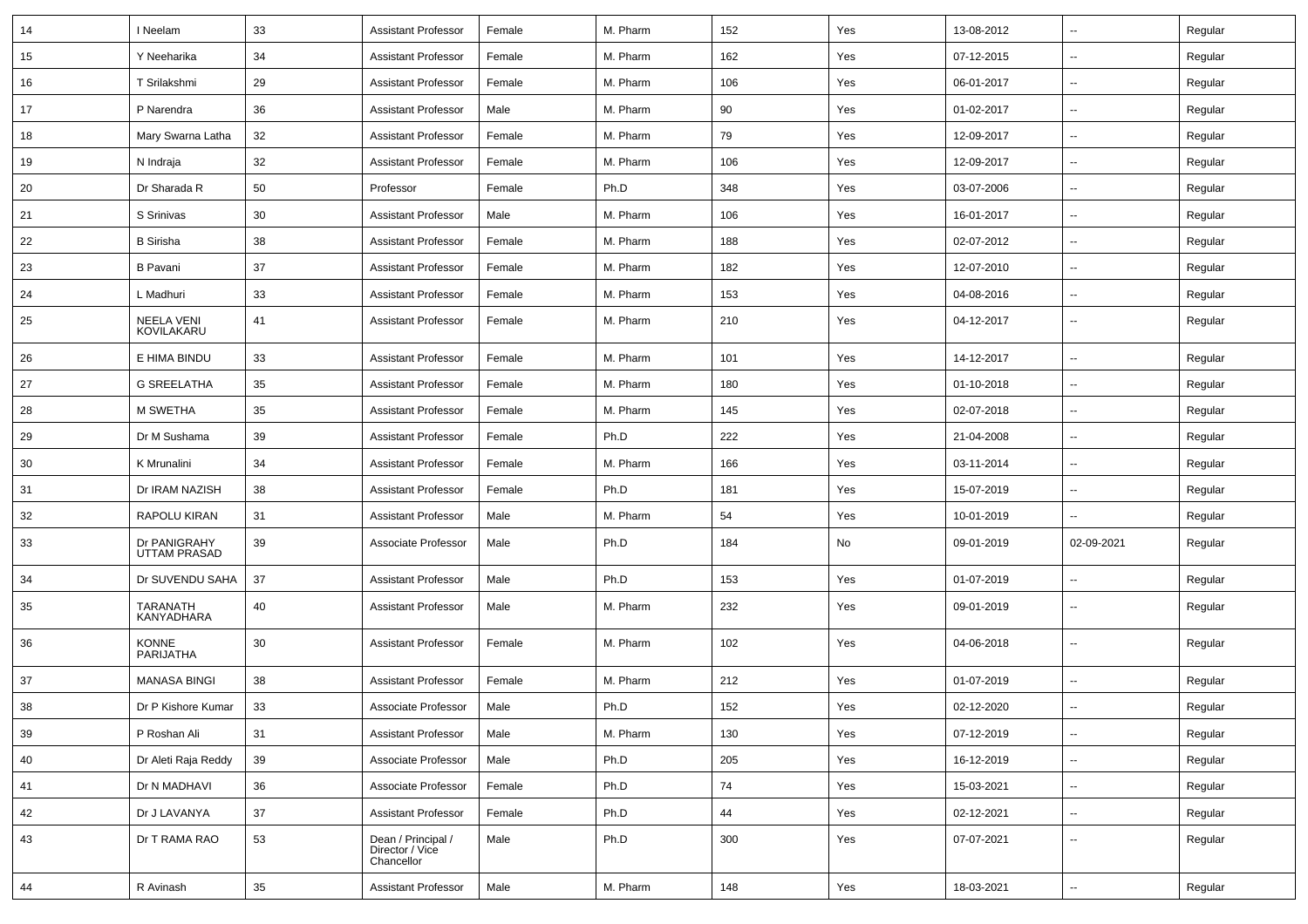| 14 | I Neelam | 33 | Assistant Professor | Female | M. Pharm | 152 | Yes | 13-08-2012 | -- | Regular |
|---|---|---|---|---|---|---|---|---|---|---|
| 15 | Y Neeharika | 34 | Assistant Professor | Female | M. Pharm | 162 | Yes | 07-12-2015 | -- | Regular |
| 16 | T Srilakshmi | 29 | Assistant Professor | Female | M. Pharm | 106 | Yes | 06-01-2017 | -- | Regular |
| 17 | P Narendra | 36 | Assistant Professor | Male | M. Pharm | 90 | Yes | 01-02-2017 | -- | Regular |
| 18 | Mary Swarna Latha | 32 | Assistant Professor | Female | M. Pharm | 79 | Yes | 12-09-2017 | -- | Regular |
| 19 | N Indraja | 32 | Assistant Professor | Female | M. Pharm | 106 | Yes | 12-09-2017 | -- | Regular |
| 20 | Dr Sharada R | 50 | Professor | Female | Ph.D | 348 | Yes | 03-07-2006 | -- | Regular |
| 21 | S Srinivas | 30 | Assistant Professor | Male | M. Pharm | 106 | Yes | 16-01-2017 | -- | Regular |
| 22 | B Sirisha | 38 | Assistant Professor | Female | M. Pharm | 188 | Yes | 02-07-2012 | -- | Regular |
| 23 | B Pavani | 37 | Assistant Professor | Female | M. Pharm | 182 | Yes | 12-07-2010 | -- | Regular |
| 24 | L Madhuri | 33 | Assistant Professor | Female | M. Pharm | 153 | Yes | 04-08-2016 | -- | Regular |
| 25 | NEELA VENI KOVILAKARU | 41 | Assistant Professor | Female | M. Pharm | 210 | Yes | 04-12-2017 | -- | Regular |
| 26 | E HIMA BINDU | 33 | Assistant Professor | Female | M. Pharm | 101 | Yes | 14-12-2017 | -- | Regular |
| 27 | G SREELATHA | 35 | Assistant Professor | Female | M. Pharm | 180 | Yes | 01-10-2018 | -- | Regular |
| 28 | M SWETHA | 35 | Assistant Professor | Female | M. Pharm | 145 | Yes | 02-07-2018 | -- | Regular |
| 29 | Dr M Sushama | 39 | Assistant Professor | Female | Ph.D | 222 | Yes | 21-04-2008 | -- | Regular |
| 30 | K Mrunalini | 34 | Assistant Professor | Female | M. Pharm | 166 | Yes | 03-11-2014 | -- | Regular |
| 31 | Dr IRAM NAZISH | 38 | Assistant Professor | Female | Ph.D | 181 | Yes | 15-07-2019 | -- | Regular |
| 32 | RAPOLU KIRAN | 31 | Assistant Professor | Male | M. Pharm | 54 | Yes | 10-01-2019 | -- | Regular |
| 33 | Dr PANIGRAHY UTTAM PRASAD | 39 | Associate Professor | Male | Ph.D | 184 | No | 09-01-2019 | 02-09-2021 | Regular |
| 34 | Dr SUVENDU SAHA | 37 | Assistant Professor | Male | Ph.D | 153 | Yes | 01-07-2019 | -- | Regular |
| 35 | TARANATH KANYADHARA | 40 | Assistant Professor | Male | M. Pharm | 232 | Yes | 09-01-2019 | -- | Regular |
| 36 | KONNE PARIJATHA | 30 | Assistant Professor | Female | M. Pharm | 102 | Yes | 04-06-2018 | -- | Regular |
| 37 | MANASA BINGI | 38 | Assistant Professor | Female | M. Pharm | 212 | Yes | 01-07-2019 | -- | Regular |
| 38 | Dr P Kishore Kumar | 33 | Associate Professor | Male | Ph.D | 152 | Yes | 02-12-2020 | -- | Regular |
| 39 | P Roshan Ali | 31 | Assistant Professor | Male | M. Pharm | 130 | Yes | 07-12-2019 | -- | Regular |
| 40 | Dr Aleti Raja Reddy | 39 | Associate Professor | Male | Ph.D | 205 | Yes | 16-12-2019 | -- | Regular |
| 41 | Dr N MADHAVI | 36 | Associate Professor | Female | Ph.D | 74 | Yes | 15-03-2021 | -- | Regular |
| 42 | Dr J LAVANYA | 37 | Assistant Professor | Female | Ph.D | 44 | Yes | 02-12-2021 | -- | Regular |
| 43 | Dr T RAMA RAO | 53 | Dean / Principal / Director / Vice Chancellor | Male | Ph.D | 300 | Yes | 07-07-2021 | -- | Regular |
| 44 | R Avinash | 35 | Assistant Professor | Male | M. Pharm | 148 | Yes | 18-03-2021 | -- | Regular |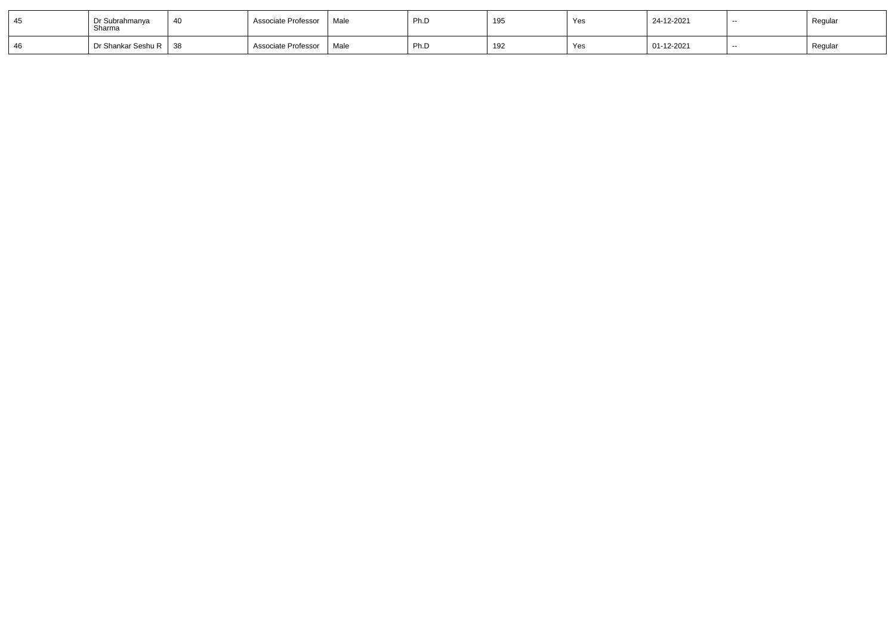| | | | | | | | | | | |
|---|---|---|---|---|---|---|---|---|---|---|
| 45 | Dr Subrahmanya Sharma | 40 | Associate Professor | Male | Ph.D | 195 | Yes | 24-12-2021 | -- | Regular |
| 46 | Dr Shankar Seshu R | 38 | Associate Professor | Male | Ph.D | 192 | Yes | 01-12-2021 | -- | Regular |